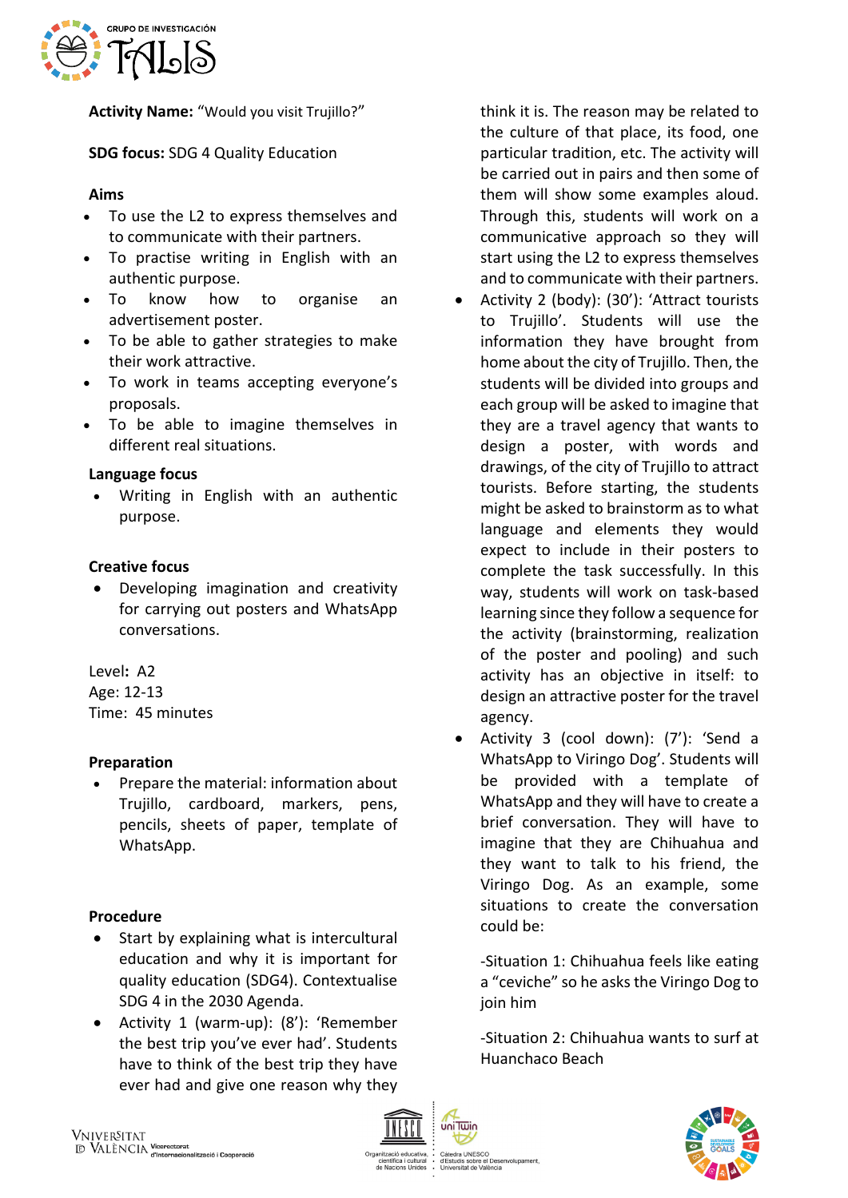**Activity Name:** "Would you visit Trujillo?"

**SDG focus:** SDG 4 Quality Education

**Aims**

- To use the L2 to express themselves and to communicate with their partners.
- To practise writing in English with an authentic purpose.
- To know how to organise an advertisement poster.
- To be able to gather strategies to make their work attractive.
- To work in teams accepting everyone's proposals.
- To be able to imagine themselves in different real situations.

**Language focus**

- Writing in English with an authentic purpose.

**Creative focus**

- Developing imagination and creativity for carrying out posters and WhatsApp conversations.

Level**:** A2
Age: 12-13
Time: 45 minutes

**Preparation**

- Prepare the material: information about Trujillo, cardboard, markers, pens, pencils, sheets of paper, template of WhatsApp.

**Procedure**

- Start by explaining what is intercultural education and why it is important for quality education (SDG4). Contextualise SDG 4 in the 2030 Agenda.
- Activity 1 (warm-up): (8'): 'Remember the best trip you've ever had'. Students have to think of the best trip they have ever had and give one reason why they think it is. The reason may be related to the culture of that place, its food, one particular tradition, etc. The activity will be carried out in pairs and then some of them will show some examples aloud. Through this, students will work on a communicative approach so they will start using the L2 to express themselves and to communicate with their partners.
- Activity 2 (body): (30'): 'Attract tourists to Trujillo'. Students will use the information they have brought from home about the city of Trujillo. Then, the students will be divided into groups and each group will be asked to imagine that they are a travel agency that wants to design a poster, with words and drawings, of the city of Trujillo to attract tourists. Before starting, the students might be asked to brainstorm as to what language and elements they would expect to include in their posters to complete the task successfully. In this way, students will work on task-based learning since they follow a sequence for the activity (brainstorming, realization of the poster and pooling) and such activity has an objective in itself: to design an attractive poster for the travel agency.
- Activity 3 (cool down): (7'): 'Send a WhatsApp to Viringo Dog'. Students will be provided with a template of WhatsApp and they will have to create a brief conversation. They will have to imagine that they are Chihuahua and they want to talk to his friend, the Viringo Dog. As an example, some situations to create the conversation could be:

  -Situation 1: Chihuahua feels like eating a "ceviche" so he asks the Viringo Dog to join him

  -Situation 2: Chihuahua wants to surf at Huanchaco Beach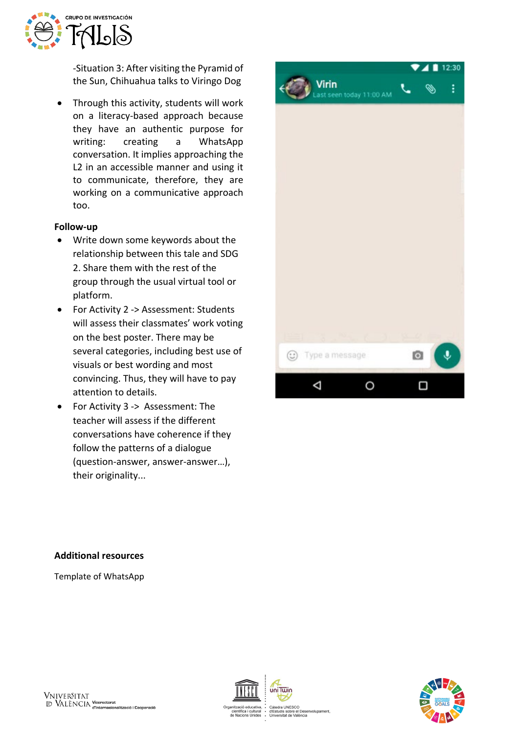-Situation 3: After visiting the Pyramid of the Sun, Chihuahua talks to Viringo Dog

- Through this activity, students will work on a literacy-based approach because they have an authentic purpose for writing: creating a WhatsApp conversation. It implies approaching the L2 in an accessible manner and using it to communicate, therefore, they are working on a communicative approach too.

**Follow-up**

- Write down some keywords about the relationship between this tale and SDG 2. Share them with the rest of the group through the usual virtual tool or platform.
- For Activity 2 -> Assessment: Students will assess their classmates' work voting on the best poster. There may be several categories, including best use of visuals or best wording and most convincing. Thus, they will have to pay attention to details.
- For Activity 3 -> Assessment: The teacher will assess if the different conversations have coherence if they follow the patterns of a dialogue (question-answer, answer-answer…), their originality...

**Additional resources**

Template of WhatsApp